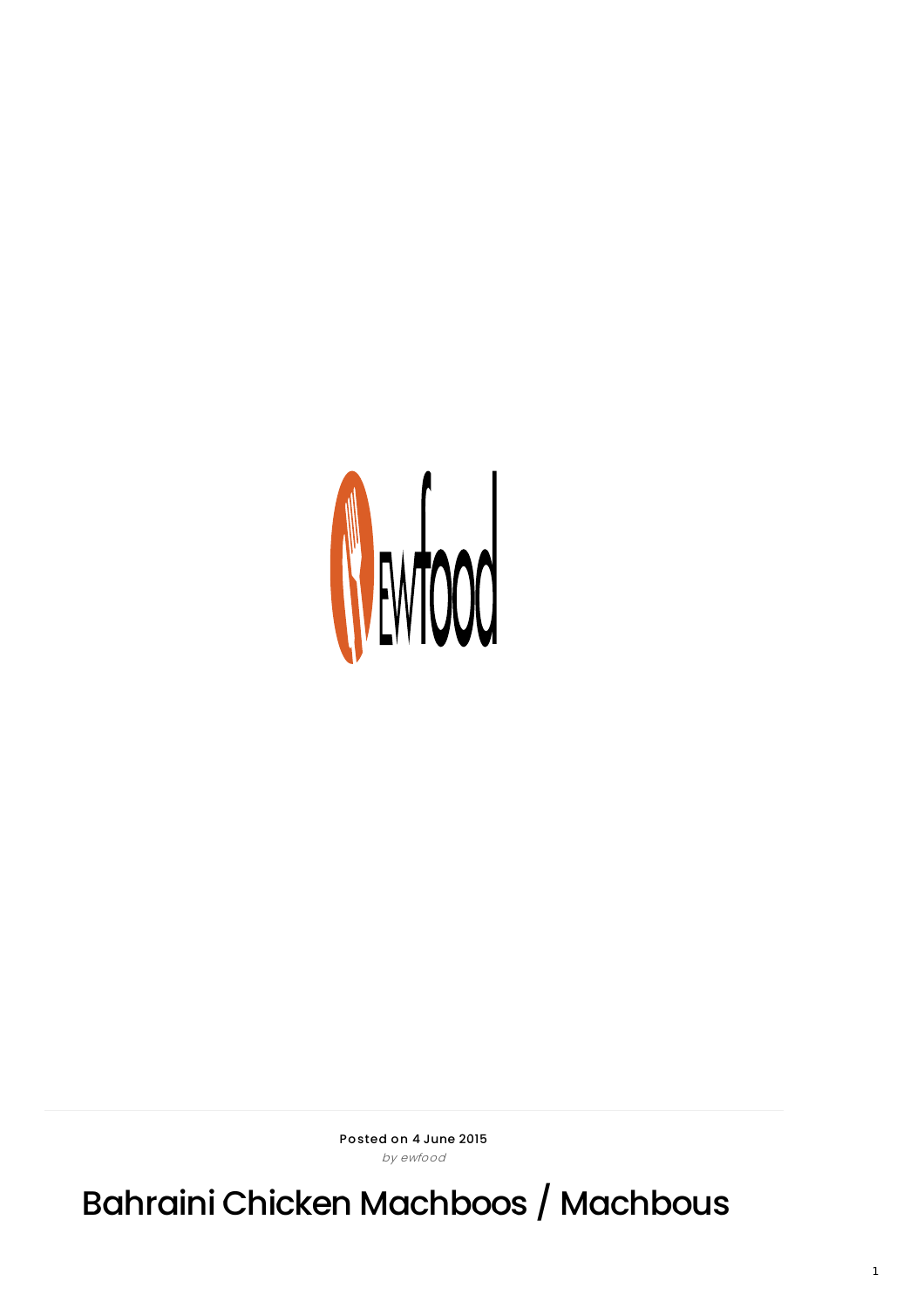Posted on 4 June 2015
*by ewfood*

# Bahraini Chicken Machboos / Machbous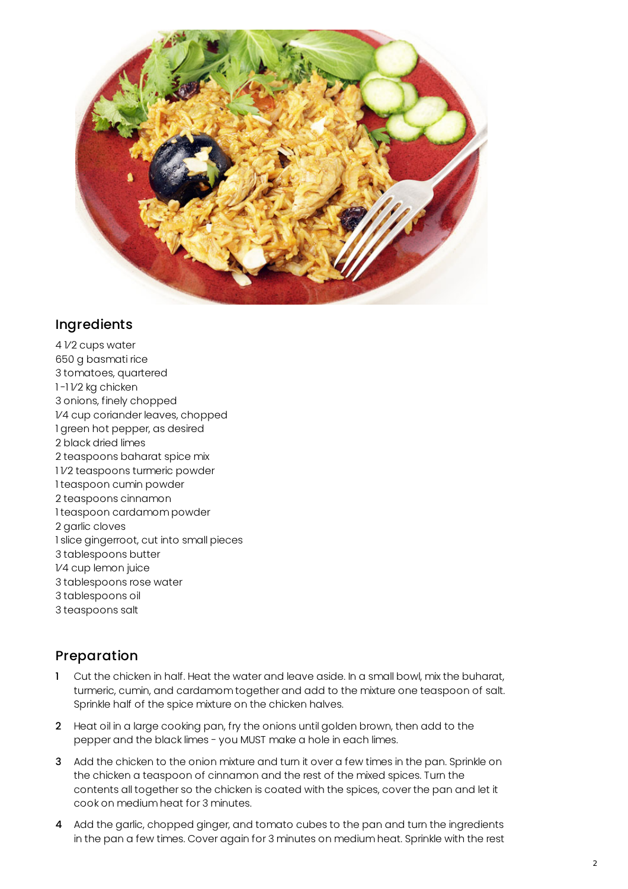## Ingredients

4 1⁄2 cups water
650 g basmati rice
3 tomatoes, quartered
1 -1 1⁄2 kg chicken
3 onions, finely chopped
1⁄4 cup coriander leaves, chopped
1 green hot pepper, as desired
2 black dried limes
2 teaspoons baharat spice mix
1 1⁄2 teaspoons turmeric powder
1 teaspoon cumin powder
2 teaspoons cinnamon
1 teaspoon cardamom powder
2 garlic cloves
1 slice gingerroot, cut into small pieces
3 tablespoons butter
1⁄4 cup lemon juice
3 tablespoons rose water
3 tablespoons oil
3 teaspoons salt

## Preparation

1. Cut the chicken in half. Heat the water and leave aside. In a small bowl, mix the buharat, turmeric, cumin, and cardamom together and add to the mixture one teaspoon of salt. Sprinkle half of the spice mixture on the chicken halves.
2. Heat oil in a large cooking pan, fry the onions until golden brown, then add to the pepper and the black limes - you MUST make a hole in each limes.
3. Add the chicken to the onion mixture and turn it over a few times in the pan. Sprinkle on the chicken a teaspoon of cinnamon and the rest of the mixed spices. Turn the contents all together so the chicken is coated with the spices, cover the pan and let it cook on medium heat for 3 minutes.
4. Add the garlic, chopped ginger, and tomato cubes to the pan and turn the ingredients in the pan a few times. Cover again for 3 minutes on medium heat. Sprinkle with the rest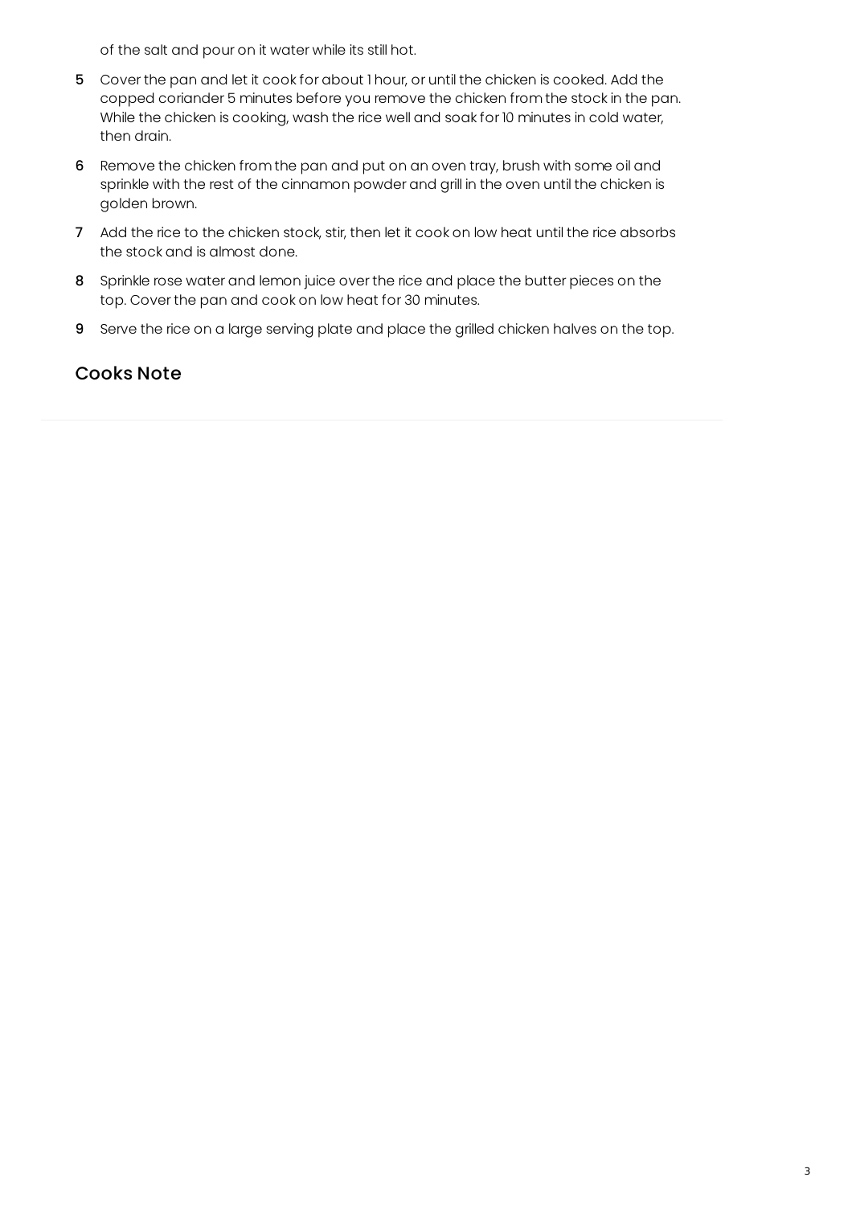of the salt and pour on it water while its still hot.

5. Cover the pan and let it cook for about 1 hour, or until the chicken is cooked. Add the copped coriander 5 minutes before you remove the chicken from the stock in the pan. While the chicken is cooking, wash the rice well and soak for 10 minutes in cold water, then drain.
6. Remove the chicken from the pan and put on an oven tray, brush with some oil and sprinkle with the rest of the cinnamon powder and grill in the oven until the chicken is golden brown.
7. Add the rice to the chicken stock, stir, then let it cook on low heat until the rice absorbs the stock and is almost done.
8. Sprinkle rose water and lemon juice over the rice and place the butter pieces on the top. Cover the pan and cook on low heat for 30 minutes.
9. Serve the rice on a large serving plate and place the grilled chicken halves on the top.

## Cooks Note